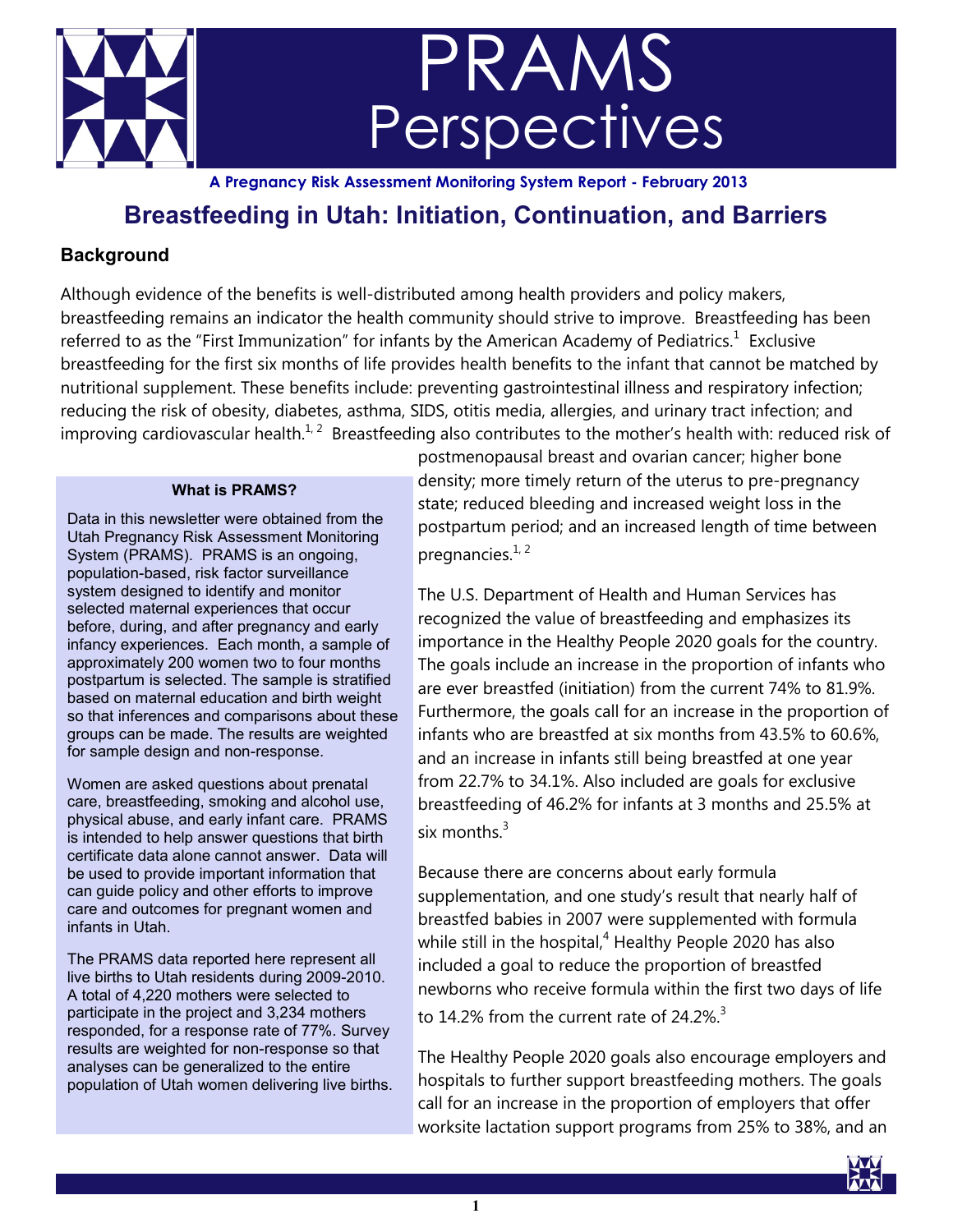# PRAMS Perspectives

**A Pregnancy Risk Assessment Monitoring System Report - February 2013**

## Breastfeeding in Utah: Initiation, Continuation, and Barriers

### Background

Although evidence of the benefits is well-distributed among health providers and policy makers, breastfeeding remains an indicator the health community should strive to improve. Breastfeeding has been referred to as the "First Immunization" for infants by the American Academy of Pediatrics.[1] Exclusive breastfeeding for the first six months of life provides health benefits to the infant that cannot be matched by nutritional supplement. These benefits include: preventing gastrointestinal illness and respiratory infection; reducing the risk of obesity, diabetes, asthma, SIDS, otitis media, allergies, and urinary tract infection; and improving cardiovascular health.[1, 2] Breastfeeding also contributes to the mother's health with: reduced risk of postmenopausal breast and ovarian cancer; higher bone density; more timely return of the uterus to pre-pregnancy state; reduced bleeding and increased weight loss in the postpartum period; and an increased length of time between pregnancies.[1, 2]

The U.S. Department of Health and Human Services has recognized the value of breastfeeding and emphasizes its importance in the Healthy People 2020 goals for the country. The goals include an increase in the proportion of infants who are ever breastfed (initiation) from the current 74% to 81.9%. Furthermore, the goals call for an increase in the proportion of infants who are breastfed at six months from 43.5% to 60.6%, and an increase in infants still being breastfed at one year from 22.7% to 34.1%. Also included are goals for exclusive breastfeeding of 46.2% for infants at 3 months and 25.5% at six months.[3]

Because there are concerns about early formula supplementation, and one study's result that nearly half of breastfed babies in 2007 were supplemented with formula while still in the hospital,[4] Healthy People 2020 has also included a goal to reduce the proportion of breastfed newborns who receive formula within the first two days of life to 14.2% from the current rate of 24.2%.[3]

The Healthy People 2020 goals also encourage employers and hospitals to further support breastfeeding mothers. The goals call for an increase in the proportion of employers that offer worksite lactation support programs from 25% to 38%, and an

#### What is PRAMS?

Data in this newsletter were obtained from the Utah Pregnancy Risk Assessment Monitoring System (PRAMS). PRAMS is an ongoing, population-based, risk factor surveillance system designed to identify and monitor selected maternal experiences that occur before, during, and after pregnancy and early infancy experiences. Each month, a sample of approximately 200 women two to four months postpartum is selected. The sample is stratified based on maternal education and birth weight so that inferences and comparisons about these groups can be made. The results are weighted for sample design and non-response.

Women are asked questions about prenatal care, breastfeeding, smoking and alcohol use, physical abuse, and early infant care. PRAMS is intended to help answer questions that birth certificate data alone cannot answer. Data will be used to provide important information that can guide policy and other efforts to improve care and outcomes for pregnant women and infants in Utah.

The PRAMS data reported here represent all live births to Utah residents during 2009-2010. A total of 4,220 mothers were selected to participate in the project and 3,234 mothers responded, for a response rate of 77%. Survey results are weighted for non-response so that analyses can be generalized to the entire population of Utah women delivering live births.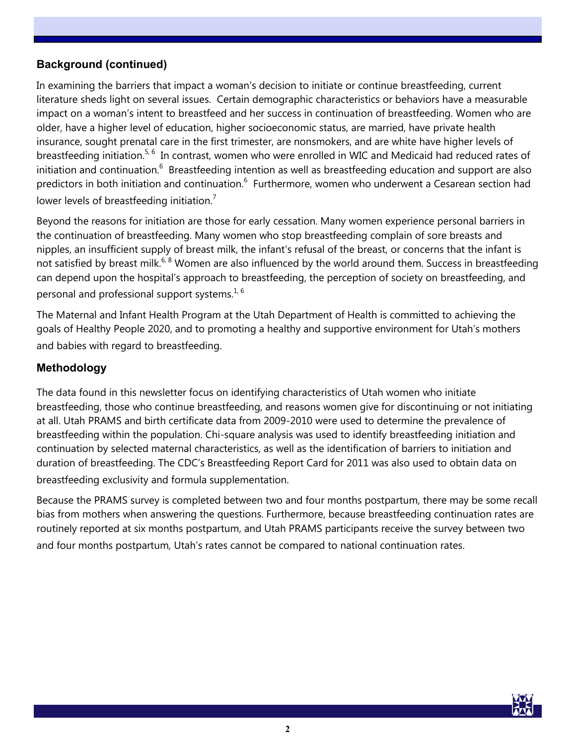## Background (continued)

In examining the barriers that impact a woman's decision to initiate or continue breastfeeding, current literature sheds light on several issues. Certain demographic characteristics or behaviors have a measurable impact on a woman's intent to breastfeed and her success in continuation of breastfeeding. Women who are older, have a higher level of education, higher socioeconomic status, are married, have private health insurance, sought prenatal care in the first trimester, are nonsmokers, and are white have higher levels of breastfeeding initiation.[5, 6] In contrast, women who were enrolled in WIC and Medicaid had reduced rates of initiation and continuation.[6] Breastfeeding intention as well as breastfeeding education and support are also predictors in both initiation and continuation.[6] Furthermore, women who underwent a Cesarean section had lower levels of breastfeeding initiation.[7]

Beyond the reasons for initiation are those for early cessation. Many women experience personal barriers in the continuation of breastfeeding. Many women who stop breastfeeding complain of sore breasts and nipples, an insufficient supply of breast milk, the infant's refusal of the breast, or concerns that the infant is not satisfied by breast milk.[6, 8] Women are also influenced by the world around them. Success in breastfeeding can depend upon the hospital's approach to breastfeeding, the perception of society on breastfeeding, and personal and professional support systems.[1, 6]

The Maternal and Infant Health Program at the Utah Department of Health is committed to achieving the goals of Healthy People 2020, and to promoting a healthy and supportive environment for Utah's mothers and babies with regard to breastfeeding.

## Methodology

The data found in this newsletter focus on identifying characteristics of Utah women who initiate breastfeeding, those who continue breastfeeding, and reasons women give for discontinuing or not initiating at all. Utah PRAMS and birth certificate data from 2009-2010 were used to determine the prevalence of breastfeeding within the population. Chi-square analysis was used to identify breastfeeding initiation and continuation by selected maternal characteristics, as well as the identification of barriers to initiation and duration of breastfeeding. The CDC's Breastfeeding Report Card for 2011 was also used to obtain data on breastfeeding exclusivity and formula supplementation.

Because the PRAMS survey is completed between two and four months postpartum, there may be some recall bias from mothers when answering the questions. Furthermore, because breastfeeding continuation rates are routinely reported at six months postpartum, and Utah PRAMS participants receive the survey between two and four months postpartum, Utah's rates cannot be compared to national continuation rates.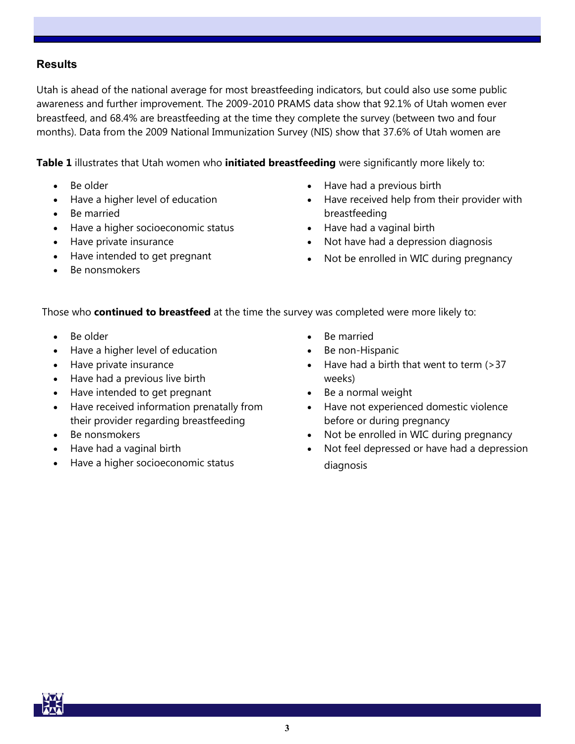## Results

Utah is ahead of the national average for most breastfeeding indicators, but could also use some public awareness and further improvement. The 2009-2010 PRAMS data show that 92.1% of Utah women ever breastfeed, and 68.4% are breastfeeding at the time they complete the survey (between two and four months). Data from the 2009 National Immunization Survey (NIS) show that 37.6% of Utah women are

**Table 1** illustrates that Utah women who **initiated breastfeeding** were significantly more likely to:

- Be older
- Have a higher level of education
- Be married
- Have a higher socioeconomic status
- Have private insurance
- Have intended to get pregnant
- Be nonsmokers
- Have had a previous birth
- Have received help from their provider with breastfeeding
- Have had a vaginal birth
- Not have had a depression diagnosis
- Not be enrolled in WIC during pregnancy

Those who **continued to breastfeed** at the time the survey was completed were more likely to:

- Be older
- Have a higher level of education
- Have private insurance
- Have had a previous live birth
- Have intended to get pregnant
- Have received information prenatally from their provider regarding breastfeeding
- Be nonsmokers
- Have had a vaginal birth
- Have a higher socioeconomic status
- Be married
- Be non-Hispanic
- Have had a birth that went to term (>37 weeks)
- Be a normal weight
- Have not experienced domestic violence before or during pregnancy
- Not be enrolled in WIC during pregnancy
- Not feel depressed or have had a depression diagnosis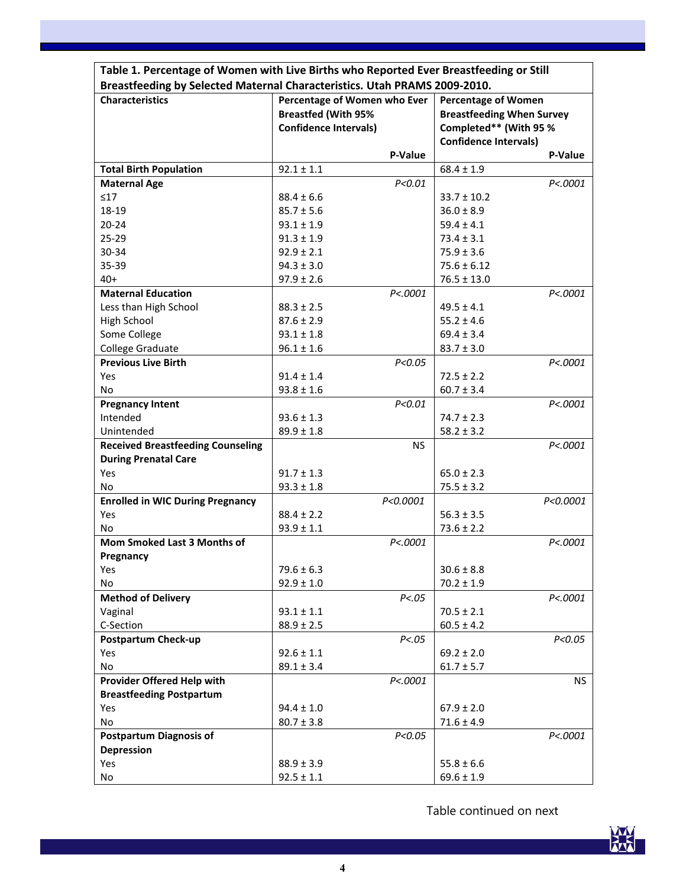**Table 1. Percentage of Women with Live Births who Reported Ever Breastfeeding or Still Breastfeeding by Selected Maternal Characteristics. Utah PRAMS 2009-2010.**

| Characteristics | Percentage of Women who Ever Breastfed (With 95% Confidence Intervals) | P-Value | Percentage of Women Breastfeeding When Survey Completed** (With 95 % Confidence Intervals) | P-Value |
|---|---|---|---|---|
| **Total Birth Population** | 92.1 ± 1.1 | | 68.4 ± 1.9 | |
| **Maternal Age** | | *P<0.01* | | *P<.0001* |
| ≤17 | 88.4 ± 6.6 | | 33.7 ± 10.2 | |
| 18-19 | 85.7 ± 5.6 | | 36.0 ± 8.9 | |
| 20-24 | 93.1 ± 1.9 | | 59.4 ± 4.1 | |
| 25-29 | 91.3 ± 1.9 | | 73.4 ± 3.1 | |
| 30-34 | 92.9 ± 2.1 | | 75.9 ± 3.6 | |
| 35-39 | 94.3 ± 3.0 | | 75.6 ± 6.12 | |
| 40+ | 97.9 ± 2.6 | | 76.5 ± 13.0 | |
| **Maternal Education** | | *P<.0001* | | *P<.0001* |
| Less than High School | 88.3 ± 2.5 | | 49.5 ± 4.1 | |
| High School | 87.6 ± 2.9 | | 55.2 ± 4.6 | |
| Some College | 93.1 ± 1.8 | | 69.4 ± 3.4 | |
| College Graduate | 96.1 ± 1.6 | | 83.7 ± 3.0 | |
| **Previous Live Birth** | | *P<0.05* | | *P<.0001* |
| Yes | 91.4 ± 1.4 | | 72.5 ± 2.2 | |
| No | 93.8 ± 1.6 | | 60.7 ± 3.4 | |
| **Pregnancy Intent** | | *P<0.01* | | *P<.0001* |
| Intended | 93.6 ± 1.3 | | 74.7 ± 2.3 | |
| Unintended | 89.9 ± 1.8 | | 58.2 ± 3.2 | |
| **Received Breastfeeding Counseling During Prenatal Care** | | NS | | *P<.0001* |
| Yes | 91.7 ± 1.3 | | 65.0 ± 2.3 | |
| No | 93.3 ± 1.8 | | 75.5 ± 3.2 | |
| **Enrolled in WIC During Pregnancy** | | *P<0.0001* | | *P<0.0001* |
| Yes | 88.4 ± 2.2 | | 56.3 ± 3.5 | |
| No | 93.9 ± 1.1 | | 73.6 ± 2.2 | |
| **Mom Smoked Last 3 Months of Pregnancy** | | *P<.0001* | | *P<.0001* |
| Yes | 79.6 ± 6.3 | | 30.6 ± 8.8 | |
| No | 92.9 ± 1.0 | | 70.2 ± 1.9 | |
| **Method of Delivery** | | *P<.05* | | *P<.0001* |
| Vaginal | 93.1 ± 1.1 | | 70.5 ± 2.1 | |
| C-Section | 88.9 ± 2.5 | | 60.5 ± 4.2 | |
| **Postpartum Check-up** | | *P<.05* | | *P<0.05* |
| Yes | 92.6 ± 1.1 | | 69.2 ± 2.0 | |
| No | 89.1 ± 3.4 | | 61.7 ± 5.7 | |
| **Provider Offered Help with Breastfeeding Postpartum** | | *P<.0001* | | NS |
| Yes | 94.4 ± 1.0 | | 67.9 ± 2.0 | |
| No | 80.7 ± 3.8 | | 71.6 ± 4.9 | |
| **Postpartum Diagnosis of Depression** | | *P<0.05* | | *P<.0001* |
| Yes | 88.9 ± 3.9 | | 55.8 ± 6.6 | |
| No | 92.5 ± 1.1 | | 69.6 ± 1.9 | |

Table continued on next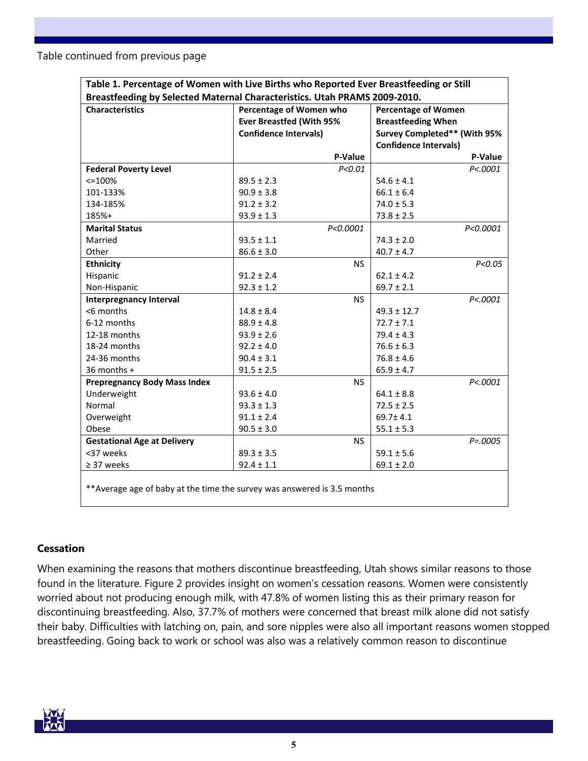Table continued from previous page

| Table 1. Percentage of Women with Live Births who Reported Ever Breastfeeding or Still Breastfeeding by Selected Maternal Characteristics. Utah PRAMS 2009-2010. | | |
|---|---|---|
| **Characteristics** | **Percentage of Women who Ever Breastfed (With 95% Confidence Intervals)** **P-Value** | **Percentage of Women Breastfeeding When Survey Completed\*\* (With 95% Confidence Intervals)** **P-Value** |
| **Federal Poverty Level** | *P<0.01* | *P<.0001* |
| <=100% | 89.5 ± 2.3 | 54.6 ± 4.1 |
| 101-133% | 90.9 ± 3.8 | 66.1 ± 6.4 |
| 134-185% | 91.2 ± 3.2 | 74.0 ± 5.3 |
| 185%+ | 93.9 ± 1.3 | 73.8 ± 2.5 |
| **Marital Status** | *P<0.0001* | *P<0.0001* |
| Married | 93.5 ± 1.1 | 74.3 ± 2.0 |
| Other | 86.6 ± 3.0 | 40.7 ± 4.7 |
| **Ethnicity** | NS | *P<0.05* |
| Hispanic | 91.2 ± 2.4 | 62.1 ± 4.2 |
| Non-Hispanic | 92.3 ± 1.2 | 69.7 ± 2.1 |
| **Interpregnancy Interval** | NS | *P<.0001* |
| <6 months | 14.8 ± 8.4 | 49.3 ± 12.7 |
| 6-12 months | 88.9 ± 4.8 | 72.7 ± 7.1 |
| 12-18 months | 93.9 ± 2.6 | 79.4 ± 4.3 |
| 18-24 months | 92.2 ± 4.0 | 76.6 ± 6.3 |
| 24-36 months | 90.4 ± 3.1 | 76.8 ± 4.6 |
| 36 months + | 91.5 ± 2.5 | 65.9 ± 4.7 |
| **Prepregnancy Body Mass Index** | NS | *P<.0001* |
| Underweight | 93.6 ± 4.0 | 64.1 ± 8.8 |
| Normal | 93.3 ± 1.3 | 72.5 ± 2.5 |
| Overweight | 91.1 ± 2.4 | 69.7± 4.1 |
| Obese | 90.5 ± 3.0 | 55.1 ± 5.3 |
| **Gestational Age at Delivery** | NS | *P=.0005* |
| <37 weeks | 89.3 ± 3.5 | 59.1 ± 5.6 |
| ≥ 37 weeks | 92.4 ± 1.1 | 69.1 ± 2.0 |

**Average age of baby at the time the survey was answered is 3.5 months

### Cessation

When examining the reasons that mothers discontinue breastfeeding, Utah shows similar reasons to those found in the literature. Figure 2 provides insight on women's cessation reasons. Women were consistently worried about not producing enough milk, with 47.8% of women listing this as their primary reason for discontinuing breastfeeding. Also, 37.7% of mothers were concerned that breast milk alone did not satisfy their baby. Difficulties with latching on, pain, and sore nipples were also all important reasons women stopped breastfeeding. Going back to work or school was also was a relatively common reason to discontinue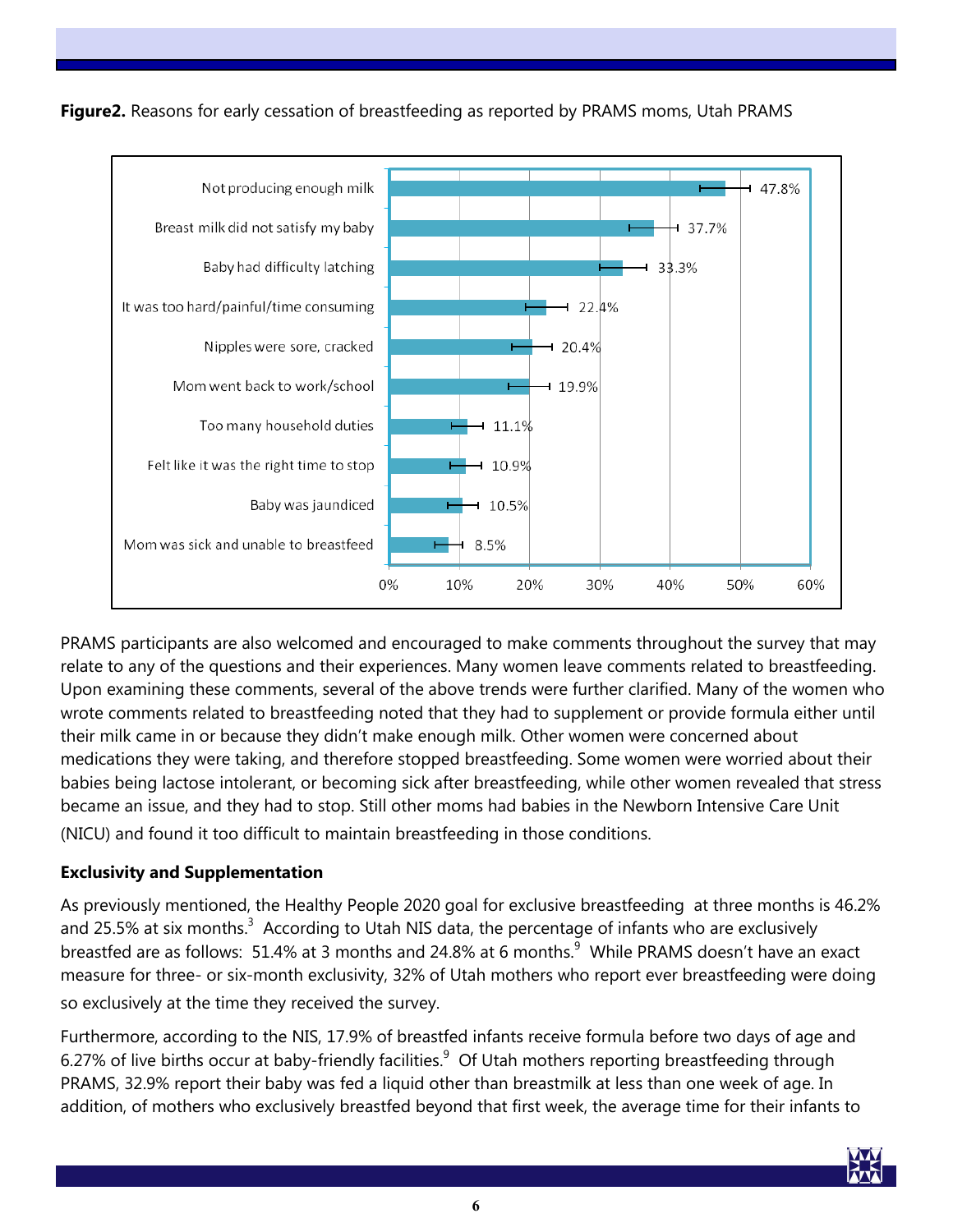**Figure2.** Reasons for early cessation of breastfeeding as reported by PRAMS moms, Utah PRAMS

| Reason | Percent |
|---|---|
| Not producing enough milk | 47.8% |
| Breast milk did not satisfy my baby | 37.7% |
| Baby had difficulty latching | 33.3% |
| It was too hard/painful/time consuming | 22.4% |
| Nipples were sore, cracked | 20.4% |
| Mom went back to work/school | 19.9% |
| Too many household duties | 11.1% |
| Felt like it was the right time to stop | 10.9% |
| Baby was jaundiced | 10.5% |
| Mom was sick and unable to breastfeed | 8.5% |

PRAMS participants are also welcomed and encouraged to make comments throughout the survey that may relate to any of the questions and their experiences. Many women leave comments related to breastfeeding. Upon examining these comments, several of the above trends were further clarified. Many of the women who wrote comments related to breastfeeding noted that they had to supplement or provide formula either until their milk came in or because they didn't make enough milk. Other women were concerned about medications they were taking, and therefore stopped breastfeeding. Some women were worried about their babies being lactose intolerant, or becoming sick after breastfeeding, while other women revealed that stress became an issue, and they had to stop. Still other moms had babies in the Newborn Intensive Care Unit (NICU) and found it too difficult to maintain breastfeeding in those conditions.

**Exclusivity and Supplementation**

As previously mentioned, the Healthy People 2020 goal for exclusive breastfeeding at three months is 46.2% and 25.5% at six months.[3] According to Utah NIS data, the percentage of infants who are exclusively breastfed are as follows: 51.4% at 3 months and 24.8% at 6 months.[9] While PRAMS doesn't have an exact measure for three- or six-month exclusivity, 32% of Utah mothers who report ever breastfeeding were doing so exclusively at the time they received the survey.

Furthermore, according to the NIS, 17.9% of breastfed infants receive formula before two days of age and 6.27% of live births occur at baby-friendly facilities.[9] Of Utah mothers reporting breastfeeding through PRAMS, 32.9% report their baby was fed a liquid other than breastmilk at less than one week of age. In addition, of mothers who exclusively breastfed beyond that first week, the average time for their infants to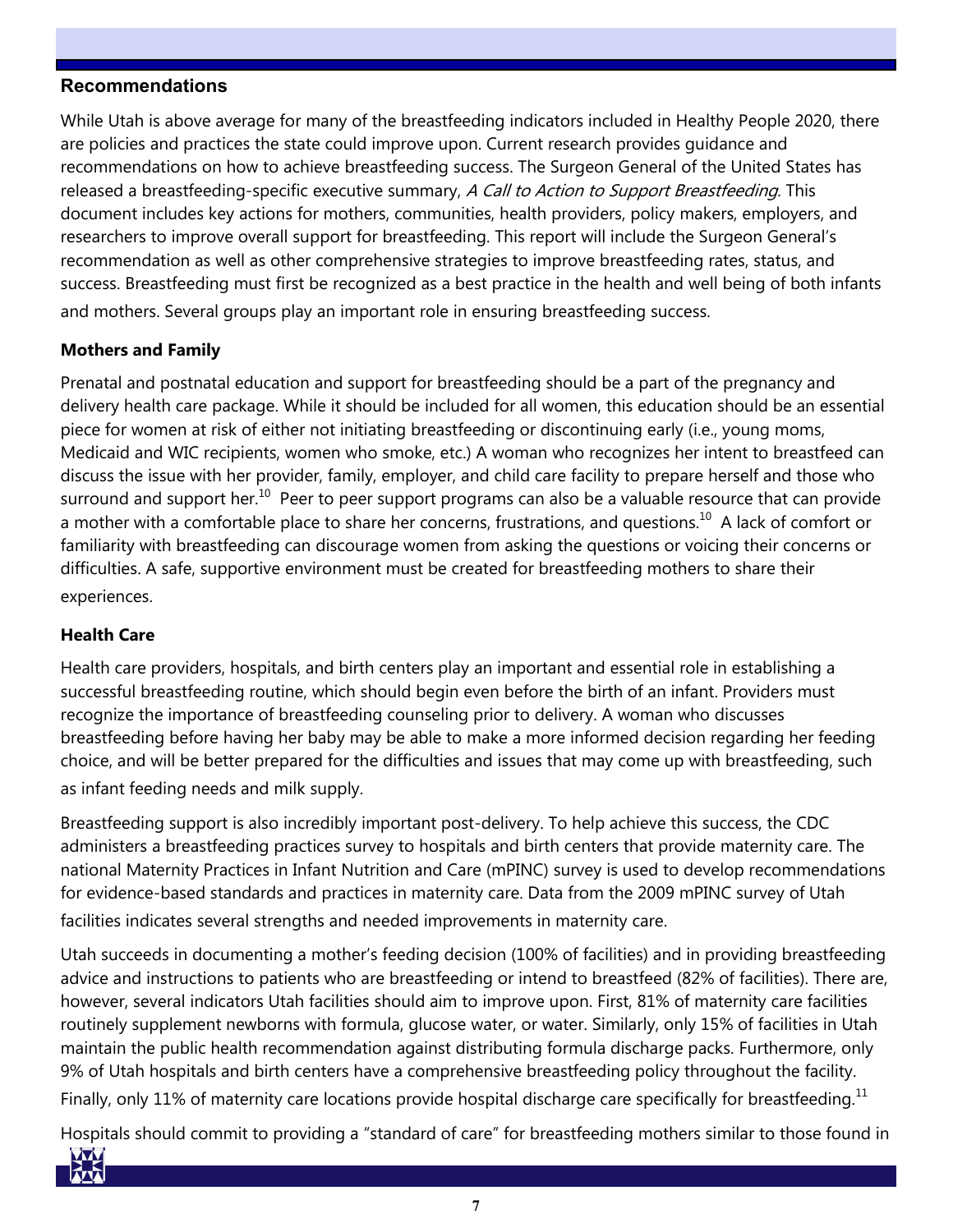## Recommendations

While Utah is above average for many of the breastfeeding indicators included in Healthy People 2020, there are policies and practices the state could improve upon. Current research provides guidance and recommendations on how to achieve breastfeeding success. The Surgeon General of the United States has released a breastfeeding-specific executive summary, *A Call to Action to Support Breastfeeding*. This document includes key actions for mothers, communities, health providers, policy makers, employers, and researchers to improve overall support for breastfeeding. This report will include the Surgeon General's recommendation as well as other comprehensive strategies to improve breastfeeding rates, status, and success. Breastfeeding must first be recognized as a best practice in the health and well being of both infants and mothers. Several groups play an important role in ensuring breastfeeding success.

**Mothers and Family**

Prenatal and postnatal education and support for breastfeeding should be a part of the pregnancy and delivery health care package. While it should be included for all women, this education should be an essential piece for women at risk of either not initiating breastfeeding or discontinuing early (i.e., young moms, Medicaid and WIC recipients, women who smoke, etc.) A woman who recognizes her intent to breastfeed can discuss the issue with her provider, family, employer, and child care facility to prepare herself and those who surround and support her.[10] Peer to peer support programs can also be a valuable resource that can provide a mother with a comfortable place to share her concerns, frustrations, and questions.[10] A lack of comfort or familiarity with breastfeeding can discourage women from asking the questions or voicing their concerns or difficulties. A safe, supportive environment must be created for breastfeeding mothers to share their experiences.

**Health Care**

Health care providers, hospitals, and birth centers play an important and essential role in establishing a successful breastfeeding routine, which should begin even before the birth of an infant. Providers must recognize the importance of breastfeeding counseling prior to delivery. A woman who discusses breastfeeding before having her baby may be able to make a more informed decision regarding her feeding choice, and will be better prepared for the difficulties and issues that may come up with breastfeeding, such as infant feeding needs and milk supply.

Breastfeeding support is also incredibly important post-delivery. To help achieve this success, the CDC administers a breastfeeding practices survey to hospitals and birth centers that provide maternity care. The national Maternity Practices in Infant Nutrition and Care (mPINC) survey is used to develop recommendations for evidence-based standards and practices in maternity care. Data from the 2009 mPINC survey of Utah facilities indicates several strengths and needed improvements in maternity care.

Utah succeeds in documenting a mother's feeding decision (100% of facilities) and in providing breastfeeding advice and instructions to patients who are breastfeeding or intend to breastfeed (82% of facilities). There are, however, several indicators Utah facilities should aim to improve upon. First, 81% of maternity care facilities routinely supplement newborns with formula, glucose water, or water. Similarly, only 15% of facilities in Utah maintain the public health recommendation against distributing formula discharge packs. Furthermore, only 9% of Utah hospitals and birth centers have a comprehensive breastfeeding policy throughout the facility. Finally, only 11% of maternity care locations provide hospital discharge care specifically for breastfeeding.[11]

Hospitals should commit to providing a "standard of care" for breastfeeding mothers similar to those found in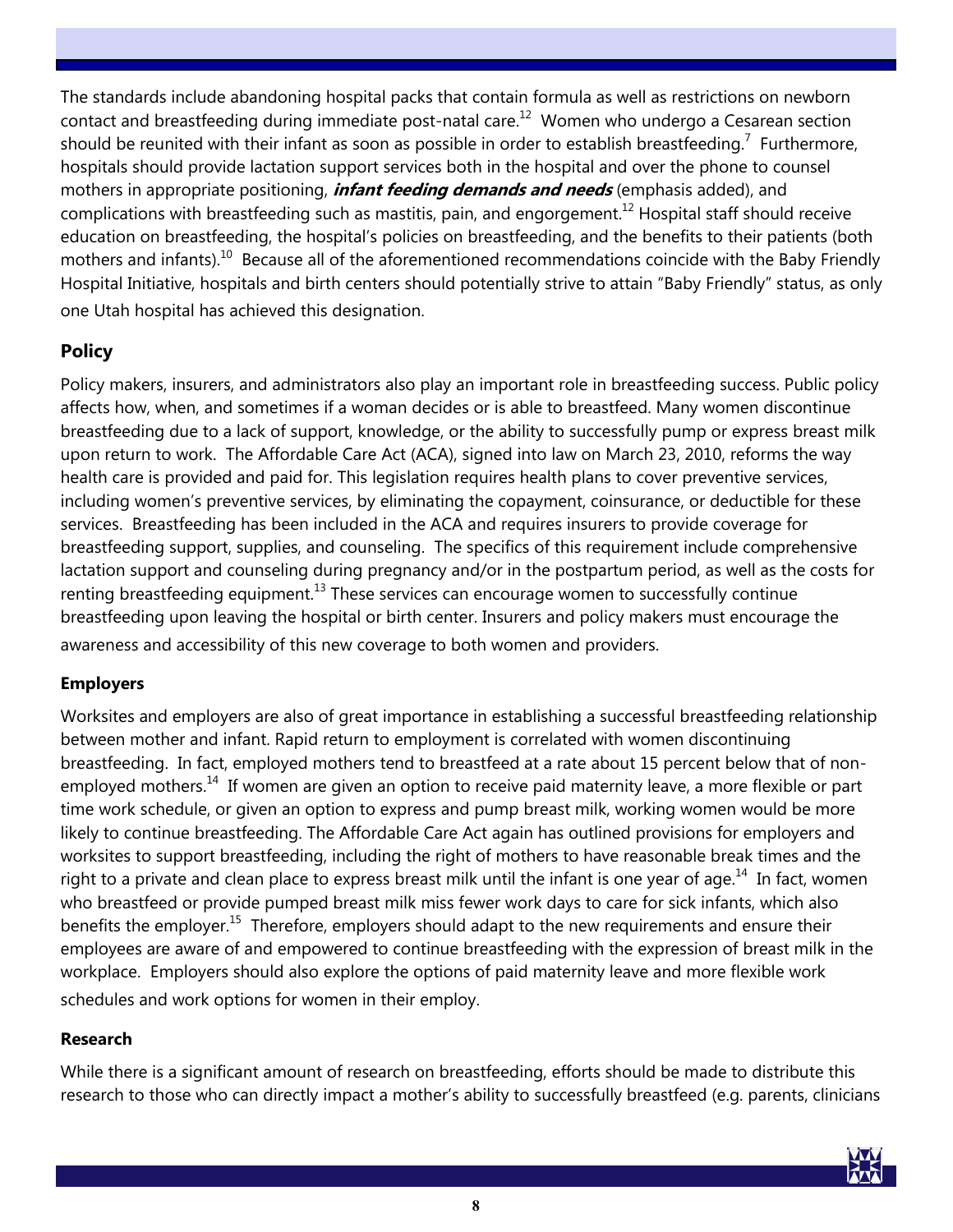The standards include abandoning hospital packs that contain formula as well as restrictions on newborn contact and breastfeeding during immediate post-natal care.[12] Women who undergo a Cesarean section should be reunited with their infant as soon as possible in order to establish breastfeeding.[7] Furthermore, hospitals should provide lactation support services both in the hospital and over the phone to counsel mothers in appropriate positioning, ***infant feeding demands and needs*** (emphasis added), and complications with breastfeeding such as mastitis, pain, and engorgement.[12] Hospital staff should receive education on breastfeeding, the hospital's policies on breastfeeding, and the benefits to their patients (both mothers and infants).[10] Because all of the aforementioned recommendations coincide with the Baby Friendly Hospital Initiative, hospitals and birth centers should potentially strive to attain "Baby Friendly" status, as only one Utah hospital has achieved this designation.

### Policy

Policy makers, insurers, and administrators also play an important role in breastfeeding success. Public policy affects how, when, and sometimes if a woman decides or is able to breastfeed. Many women discontinue breastfeeding due to a lack of support, knowledge, or the ability to successfully pump or express breast milk upon return to work. The Affordable Care Act (ACA), signed into law on March 23, 2010, reforms the way health care is provided and paid for. This legislation requires health plans to cover preventive services, including women's preventive services, by eliminating the copayment, coinsurance, or deductible for these services. Breastfeeding has been included in the ACA and requires insurers to provide coverage for breastfeeding support, supplies, and counseling. The specifics of this requirement include comprehensive lactation support and counseling during pregnancy and/or in the postpartum period, as well as the costs for renting breastfeeding equipment.[13] These services can encourage women to successfully continue breastfeeding upon leaving the hospital or birth center. Insurers and policy makers must encourage the awareness and accessibility of this new coverage to both women and providers.

### Employers

Worksites and employers are also of great importance in establishing a successful breastfeeding relationship between mother and infant. Rapid return to employment is correlated with women discontinuing breastfeeding. In fact, employed mothers tend to breastfeed at a rate about 15 percent below that of non-employed mothers.[14] If women are given an option to receive paid maternity leave, a more flexible or part time work schedule, or given an option to express and pump breast milk, working women would be more likely to continue breastfeeding. The Affordable Care Act again has outlined provisions for employers and worksites to support breastfeeding, including the right of mothers to have reasonable break times and the right to a private and clean place to express breast milk until the infant is one year of age.[14] In fact, women who breastfeed or provide pumped breast milk miss fewer work days to care for sick infants, which also benefits the employer.[15] Therefore, employers should adapt to the new requirements and ensure their employees are aware of and empowered to continue breastfeeding with the expression of breast milk in the workplace. Employers should also explore the options of paid maternity leave and more flexible work schedules and work options for women in their employ.

### Research

While there is a significant amount of research on breastfeeding, efforts should be made to distribute this research to those who can directly impact a mother's ability to successfully breastfeed (e.g. parents, clinicians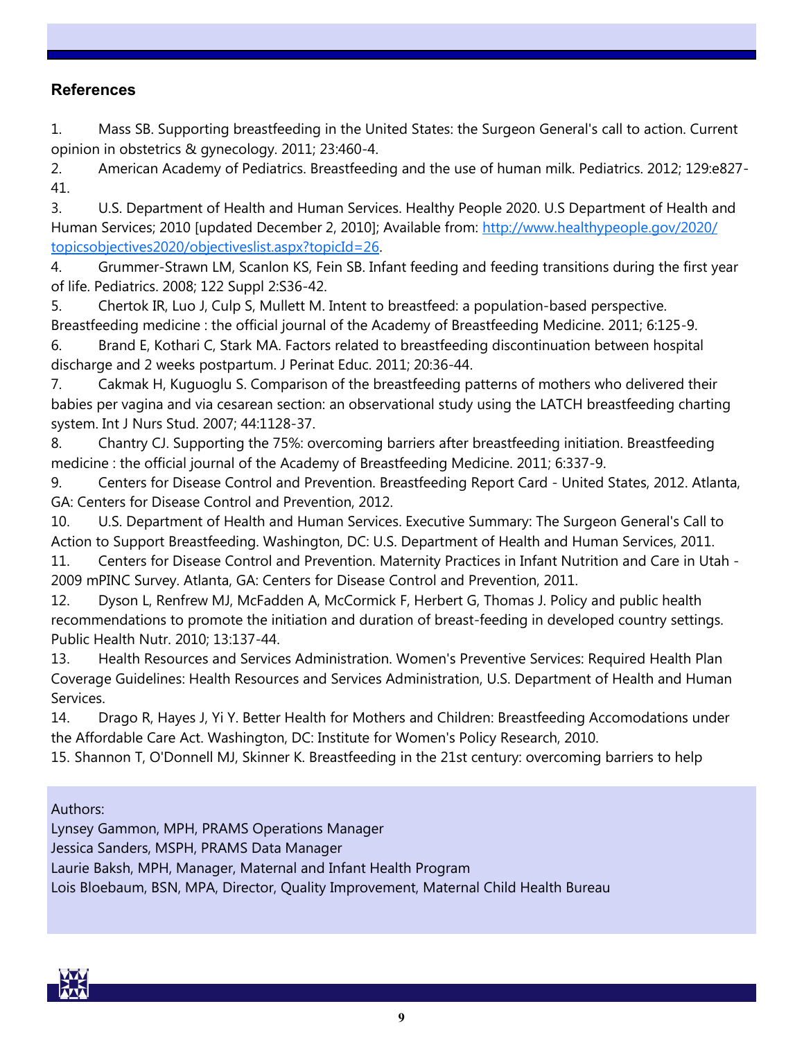## References

1. Mass SB. Supporting breastfeeding in the United States: the Surgeon General's call to action. Current opinion in obstetrics & gynecology. 2011; 23:460-4.
2. American Academy of Pediatrics. Breastfeeding and the use of human milk. Pediatrics. 2012; 129:e827-41.
3. U.S. Department of Health and Human Services. Healthy People 2020. U.S Department of Health and Human Services; 2010 [updated December 2, 2010]; Available from: http://www.healthypeople.gov/2020/topicsobjectives2020/objectiveslist.aspx?topicId=26.
4. Grummer-Strawn LM, Scanlon KS, Fein SB. Infant feeding and feeding transitions during the first year of life. Pediatrics. 2008; 122 Suppl 2:S36-42.
5. Chertok IR, Luo J, Culp S, Mullett M. Intent to breastfeed: a population-based perspective. Breastfeeding medicine : the official journal of the Academy of Breastfeeding Medicine. 2011; 6:125-9.
6. Brand E, Kothari C, Stark MA. Factors related to breastfeeding discontinuation between hospital discharge and 2 weeks postpartum. J Perinat Educ. 2011; 20:36-44.
7. Cakmak H, Kuguoglu S. Comparison of the breastfeeding patterns of mothers who delivered their babies per vagina and via cesarean section: an observational study using the LATCH breastfeeding charting system. Int J Nurs Stud. 2007; 44:1128-37.
8. Chantry CJ. Supporting the 75%: overcoming barriers after breastfeeding initiation. Breastfeeding medicine : the official journal of the Academy of Breastfeeding Medicine. 2011; 6:337-9.
9. Centers for Disease Control and Prevention. Breastfeeding Report Card - United States, 2012. Atlanta, GA: Centers for Disease Control and Prevention, 2012.
10. U.S. Department of Health and Human Services. Executive Summary: The Surgeon General's Call to Action to Support Breastfeeding. Washington, DC: U.S. Department of Health and Human Services, 2011.
11. Centers for Disease Control and Prevention. Maternity Practices in Infant Nutrition and Care in Utah - 2009 mPINC Survey. Atlanta, GA: Centers for Disease Control and Prevention, 2011.
12. Dyson L, Renfrew MJ, McFadden A, McCormick F, Herbert G, Thomas J. Policy and public health recommendations to promote the initiation and duration of breast-feeding in developed country settings. Public Health Nutr. 2010; 13:137-44.
13. Health Resources and Services Administration. Women's Preventive Services: Required Health Plan Coverage Guidelines: Health Resources and Services Administration, U.S. Department of Health and Human Services.
14. Drago R, Hayes J, Yi Y. Better Health for Mothers and Children: Breastfeeding Accomodations under the Affordable Care Act. Washington, DC: Institute for Women's Policy Research, 2010.
15. Shannon T, O'Donnell MJ, Skinner K. Breastfeeding in the 21st century: overcoming barriers to help

Authors:
Lynsey Gammon, MPH, PRAMS Operations Manager
Jessica Sanders, MSPH, PRAMS Data Manager
Laurie Baksh, MPH, Manager, Maternal and Infant Health Program
Lois Bloebaum, BSN, MPA, Director, Quality Improvement, Maternal Child Health Bureau